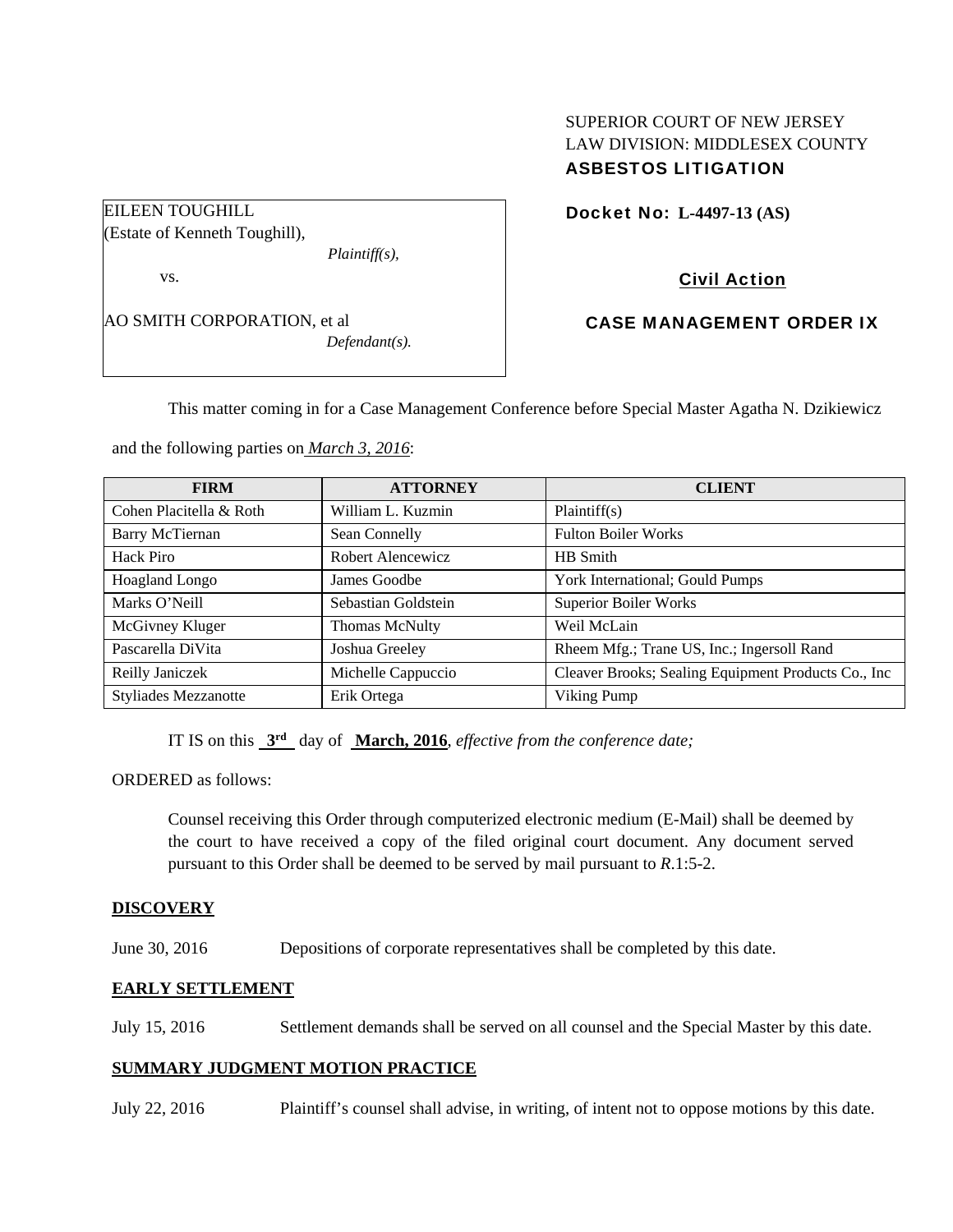SUPERIOR COURT OF NEW JERSEY
LAW DIVISION: MIDDLESEX COUNTY
**ASBESTOS LITIGATION**

EILEEN TOUGHILL
(Estate of Kenneth Toughill),
*Plaintiff(s),*

vs.

AO SMITH CORPORATION, et al
*Defendant(s).*

**Docket No: L-4497-13 (AS)**

**Civil Action**

**CASE MANAGEMENT ORDER IX**

This matter coming in for a Case Management Conference before Special Master Agatha N. Dzikiewicz and the following parties on *March 3, 2016*:

| FIRM | ATTORNEY | CLIENT |
|---|---|---|
| Cohen Placitella & Roth | William L. Kuzmin | Plaintiff(s) |
| Barry McTiernan | Sean Connelly | Fulton Boiler Works |
| Hack Piro | Robert Alencewicz | HB Smith |
| Hoagland Longo | James Goodbe | York International; Gould Pumps |
| Marks O'Neill | Sebastian Goldstein | Superior Boiler Works |
| McGivney Kluger | Thomas McNulty | Weil McLain |
| Pascarella DiVita | Joshua Greeley | Rheem Mfg.; Trane US, Inc.; Ingersoll Rand |
| Reilly Janiczek | Michelle Cappuccio | Cleaver Brooks; Sealing Equipment Products Co., Inc |
| Styliades Mezzanotte | Erik Ortega | Viking Pump |

IT IS on this **3rd** day of **March, 2016**, *effective from the conference date;*

ORDERED as follows:

Counsel receiving this Order through computerized electronic medium (E-Mail) shall be deemed by the court to have received a copy of the filed original court document. Any document served pursuant to this Order shall be deemed to be served by mail pursuant to *R*.1:5-2.

**DISCOVERY**

June 30, 2016 Depositions of corporate representatives shall be completed by this date.

**EARLY SETTLEMENT**

July 15, 2016 Settlement demands shall be served on all counsel and the Special Master by this date.

**SUMMARY JUDGMENT MOTION PRACTICE**

July 22, 2016 Plaintiff's counsel shall advise, in writing, of intent not to oppose motions by this date.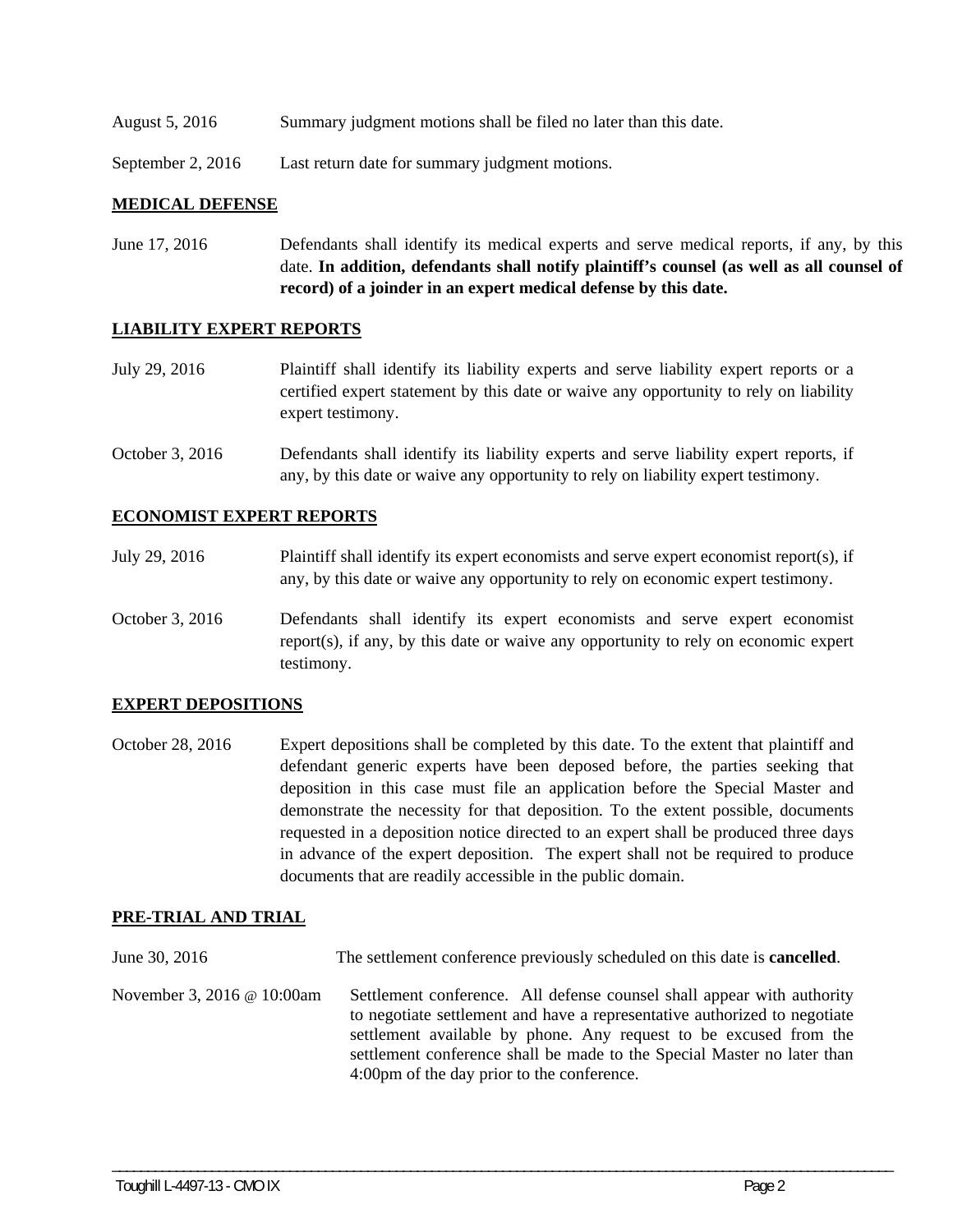August 5, 2016 Summary judgment motions shall be filed no later than this date.

September 2, 2016 Last return date for summary judgment motions.

## MEDICAL DEFENSE

June 17, 2016 Defendants shall identify its medical experts and serve medical reports, if any, by this date. **In addition, defendants shall notify plaintiff's counsel (as well as all counsel of record) of a joinder in an expert medical defense by this date.**

## LIABILITY EXPERT REPORTS

July 29, 2016 Plaintiff shall identify its liability experts and serve liability expert reports or a certified expert statement by this date or waive any opportunity to rely on liability expert testimony.

October 3, 2016 Defendants shall identify its liability experts and serve liability expert reports, if any, by this date or waive any opportunity to rely on liability expert testimony.

## ECONOMIST EXPERT REPORTS

July 29, 2016 Plaintiff shall identify its expert economists and serve expert economist report(s), if any, by this date or waive any opportunity to rely on economic expert testimony.

October 3, 2016 Defendants shall identify its expert economists and serve expert economist report(s), if any, by this date or waive any opportunity to rely on economic expert testimony.

## EXPERT DEPOSITIONS

October 28, 2016 Expert depositions shall be completed by this date. To the extent that plaintiff and defendant generic experts have been deposed before, the parties seeking that deposition in this case must file an application before the Special Master and demonstrate the necessity for that deposition. To the extent possible, documents requested in a deposition notice directed to an expert shall be produced three days in advance of the expert deposition. The expert shall not be required to produce documents that are readily accessible in the public domain.

## PRE-TRIAL AND TRIAL

June 30, 2016 The settlement conference previously scheduled on this date is **cancelled**.

November 3, 2016 @ 10:00am Settlement conference. All defense counsel shall appear with authority to negotiate settlement and have a representative authorized to negotiate settlement available by phone. Any request to be excused from the settlement conference shall be made to the Special Master no later than 4:00pm of the day prior to the conference.

Toughill L-4497-13 - CMO IX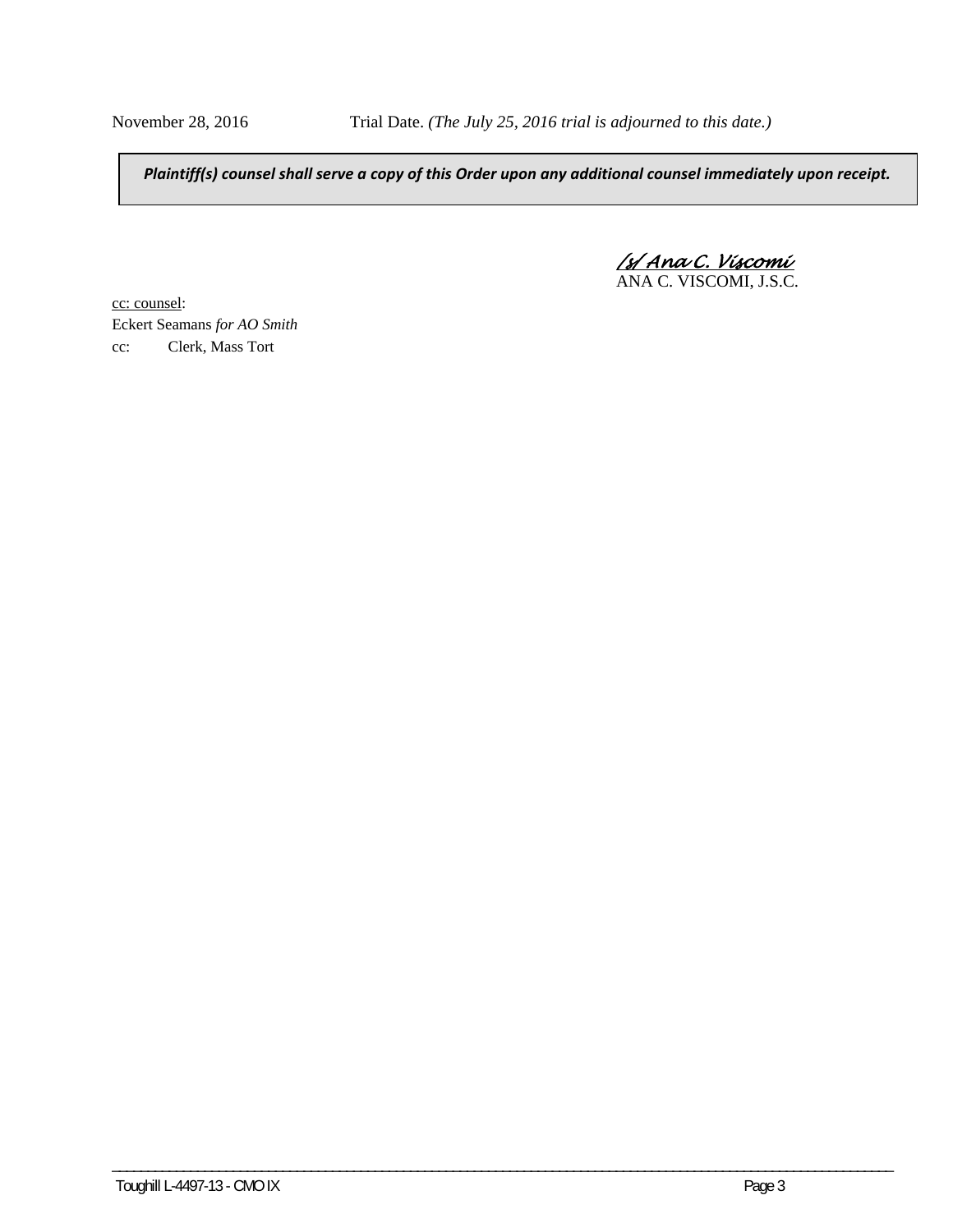November 28, 2016 Trial Date. *(The July 25, 2016 trial is adjourned to this date.)*

***Plaintiff(s) counsel shall serve a copy of this Order upon any additional counsel immediately upon receipt.***

*/s/ Ana C. Viscomi*
ANA C. VISCOMI, J.S.C.

cc: counsel:
Eckert Seamans *for AO Smith*
cc: Clerk, Mass Tort